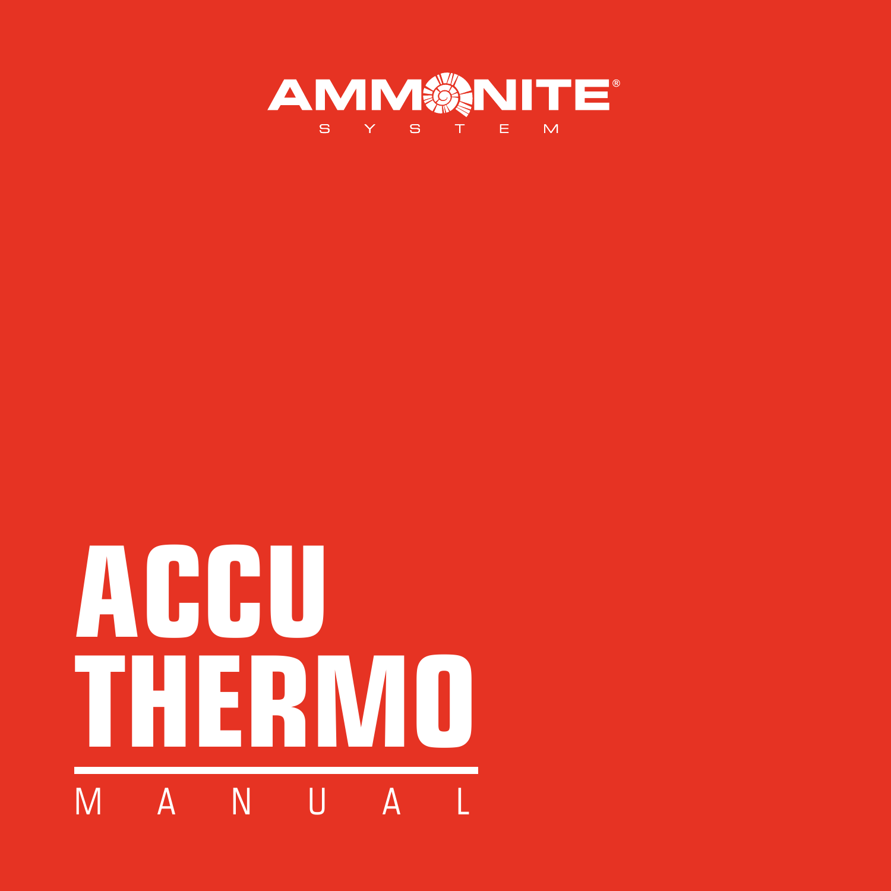AMMONITE®

SYSTEM

# ACCU THERMO

MANUAL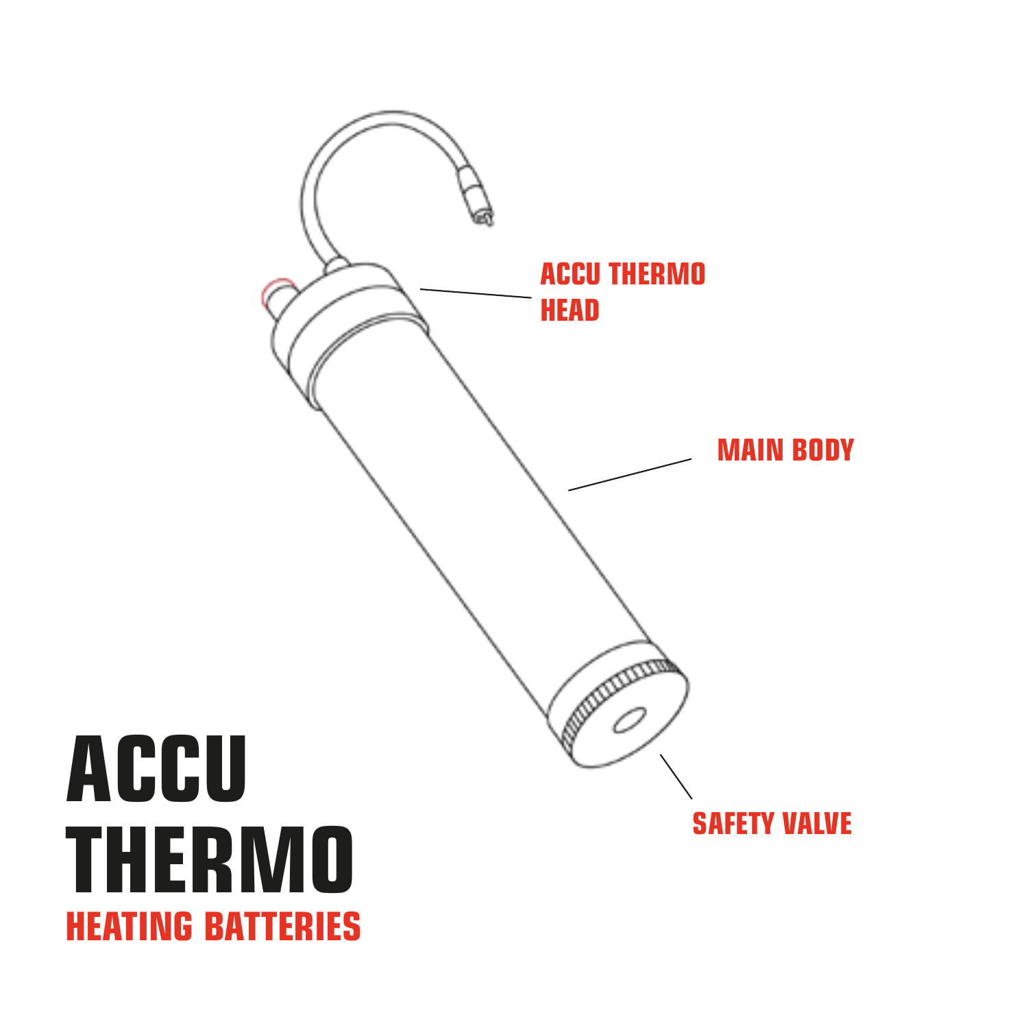ACCU THERMO HEAD

MAIN BODY

SAFETY VALVE

# ACCU THERMO

## HEATING BATTERIES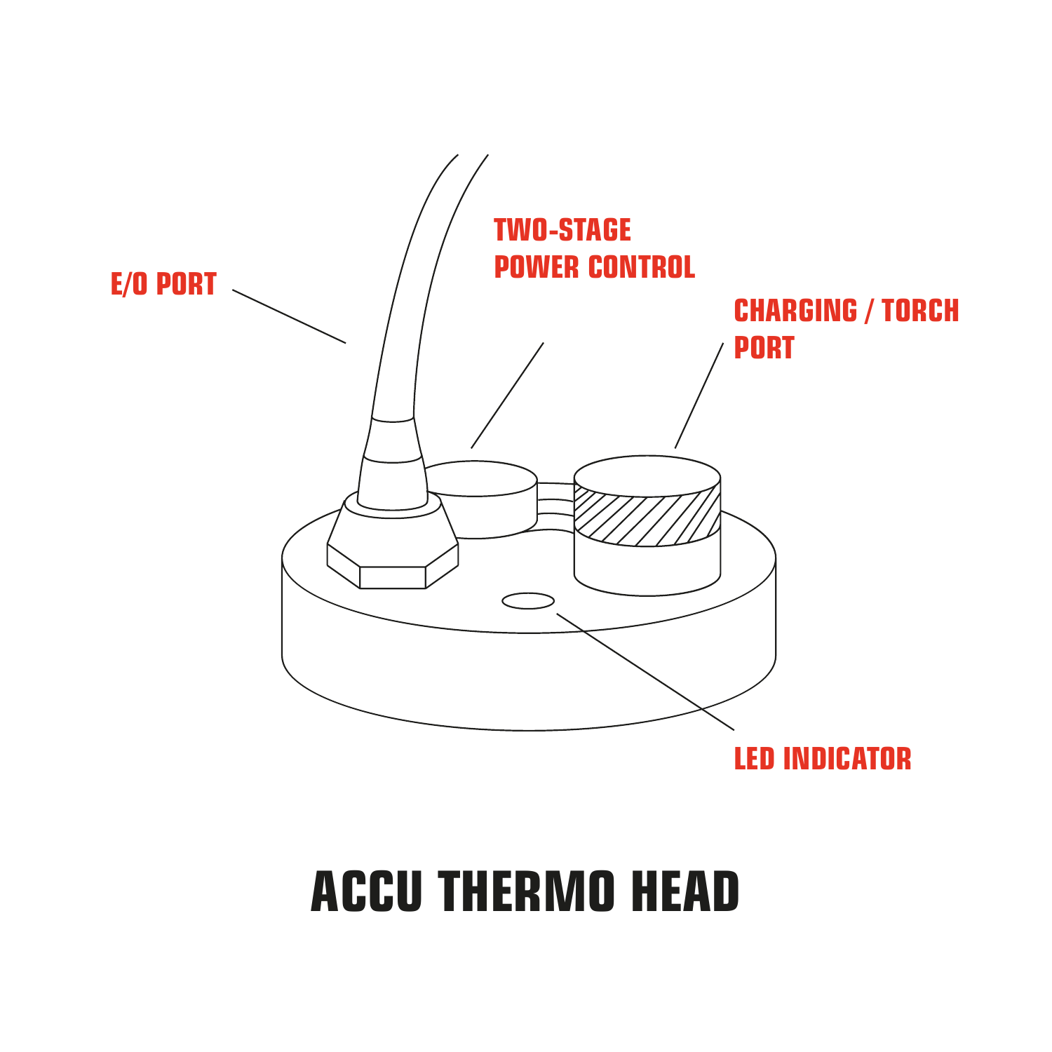E/O PORT

TWO-STAGE POWER CONTROL

CHARGING / TORCH PORT

LED INDICATOR

# ACCU THERMO HEAD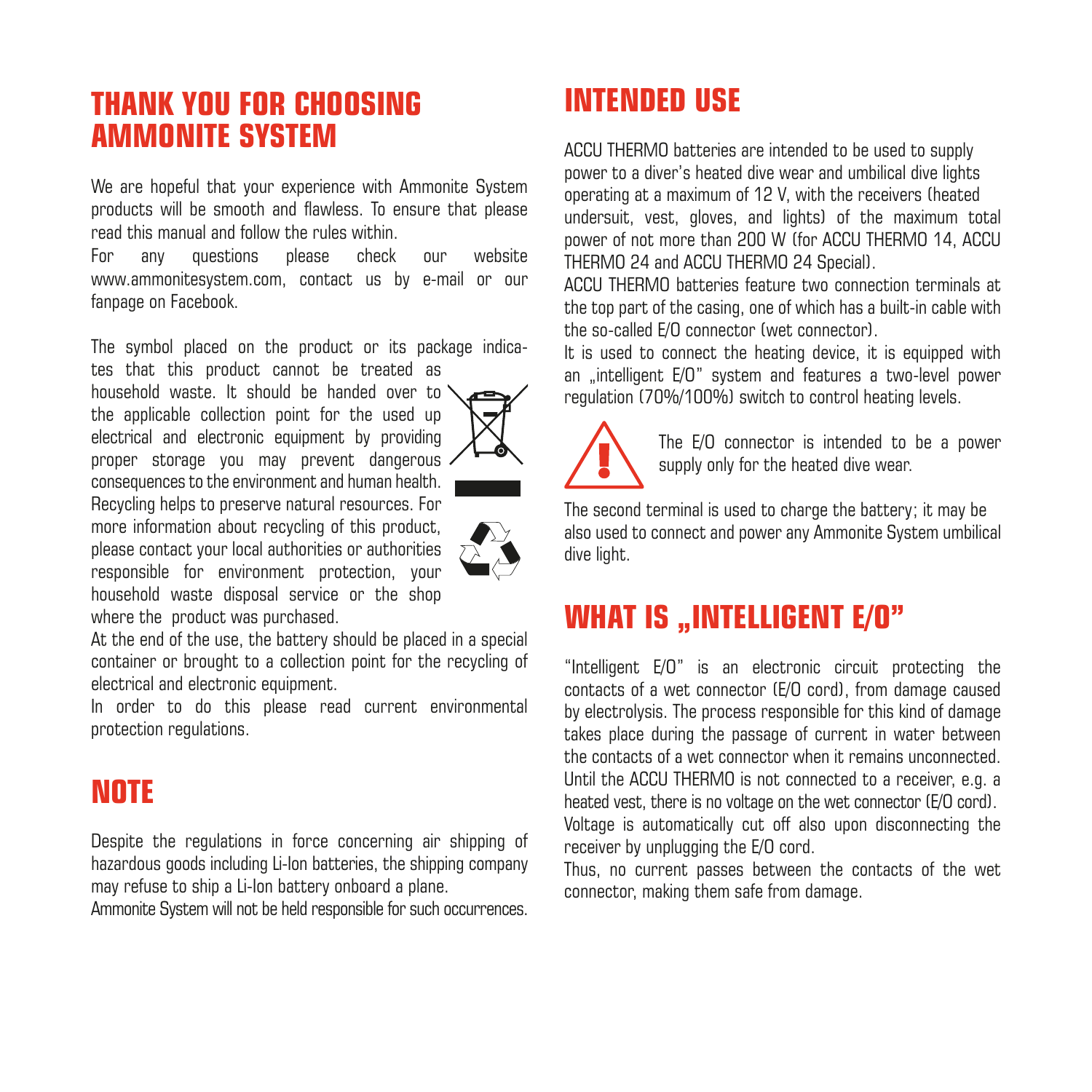## THANK YOU FOR CHOOSING AMMONITE SYSTEM

We are hopeful that your experience with Ammonite System products will be smooth and flawless. To ensure that please read this manual and follow the rules within.

For any questions please check our website www.ammonitesystem.com, contact us by e-mail or our fanpage on Facebook.

The symbol placed on the product or its package indicates that this product cannot be treated as household waste. It should be handed over to the applicable collection point for the used up electrical and electronic equipment by providing proper storage you may prevent dangerous consequences to the environment and human health. Recycling helps to preserve natural resources. For more information about recycling of this product, please contact your local authorities or authorities responsible for environment protection, your household waste disposal service or the shop where the product was purchased.

At the end of the use, the battery should be placed in a special container or brought to a collection point for the recycling of electrical and electronic equipment.

In order to do this please read current environmental protection regulations.

## NOTE

Despite the regulations in force concerning air shipping of hazardous goods including Li-Ion batteries, the shipping company may refuse to ship a Li-Ion battery onboard a plane.

Ammonite System will not be held responsible for such occurrences.

## INTENDED USE

ACCU THERMO batteries are intended to be used to supply power to a diver's heated dive wear and umbilical dive lights operating at a maximum of 12 V, with the receivers (heated undersuit, vest, gloves, and lights) of the maximum total power of not more than 200 W (for ACCU THERMO 14, ACCU THERMO 24 and ACCU THERMO 24 Special).

ACCU THERMO batteries feature two connection terminals at the top part of the casing, one of which has a built-in cable with the so-called E/O connector (wet connector).

It is used to connect the heating device, it is equipped with an „intelligent E/O" system and features a two-level power regulation (70%/100%) switch to control heating levels.

The E/O connector is intended to be a power supply only for the heated dive wear.

The second terminal is used to charge the battery; it may be also used to connect and power any Ammonite System umbilical dive light.

## WHAT IS „INTELLIGENT E/O"

"Intelligent E/O" is an electronic circuit protecting the contacts of a wet connector (E/O cord), from damage caused by electrolysis. The process responsible for this kind of damage takes place during the passage of current in water between the contacts of a wet connector when it remains unconnected. Until the ACCU THERMO is not connected to a receiver, e.g. a heated vest, there is no voltage on the wet connector (E/O cord). Voltage is automatically cut off also upon disconnecting the receiver by unplugging the E/O cord.

Thus, no current passes between the contacts of the wet connector, making them safe from damage.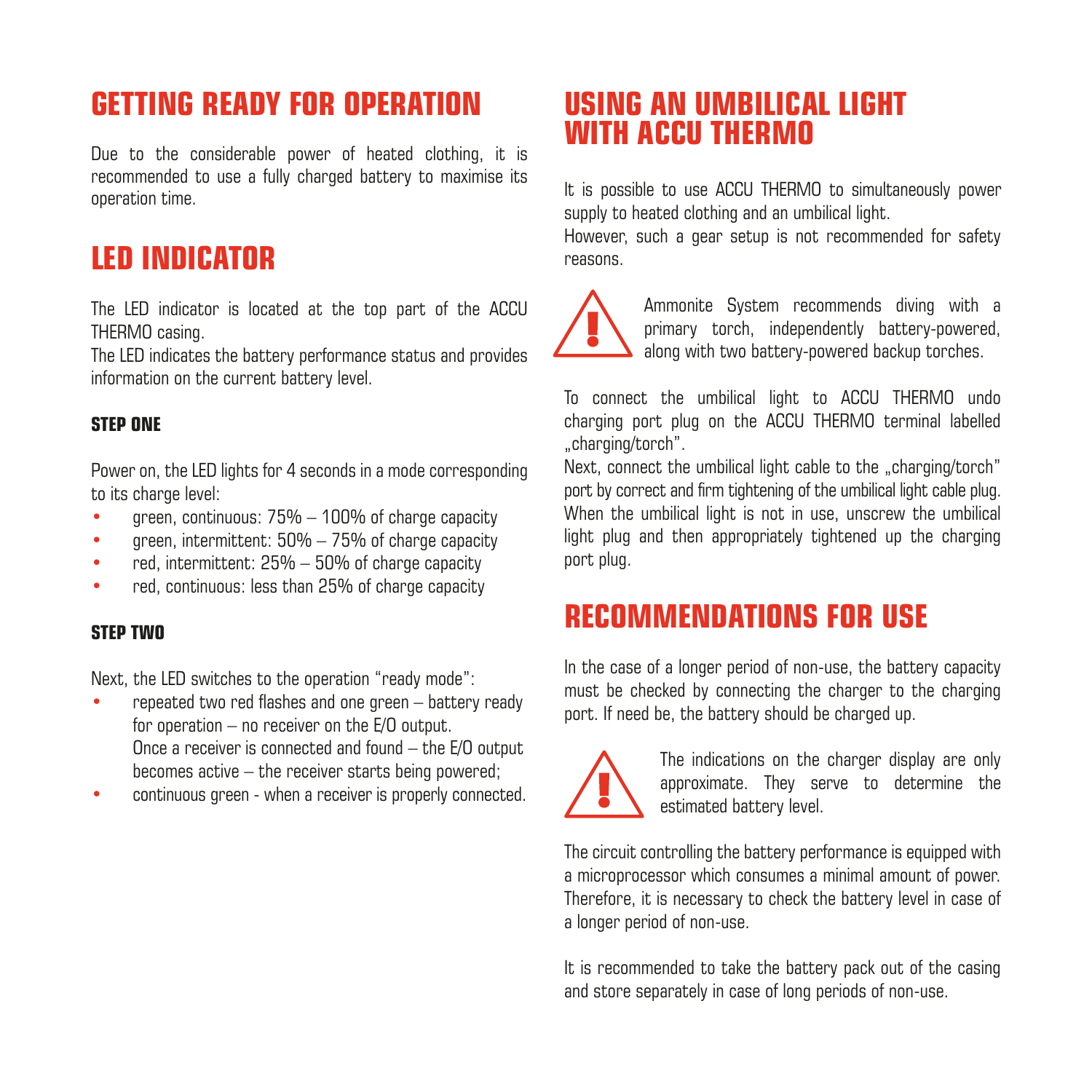# GETTING READY FOR OPERATION

Due to the considerable power of heated clothing, it is recommended to use a fully charged battery to maximise its operation time.

# LED INDICATOR

The LED indicator is located at the top part of the ACCU THERMO casing.

The LED indicates the battery performance status and provides information on the current battery level.

### STEP ONE

Power on, the LED lights for 4 seconds in a mode corresponding to its charge level:

- green, continuous: 75% – 100% of charge capacity
- green, intermittent: 50% – 75% of charge capacity
- red, intermittent: 25% – 50% of charge capacity
- red, continuous: less than 25% of charge capacity

### STEP TWO

Next, the LED switches to the operation "ready mode":

- repeated two red flashes and one green – battery ready for operation – no receiver on the E/O output. Once a receiver is connected and found – the E/O output becomes active – the receiver starts being powered;
- continuous green - when a receiver is properly connected.

# USING AN UMBILICAL LIGHT WITH ACCU THERMO

It is possible to use ACCU THERMO to simultaneously power supply to heated clothing and an umbilical light.

However, such a gear setup is not recommended for safety reasons.

Ammonite System recommends diving with a primary torch, independently battery-powered, along with two battery-powered backup torches.

To connect the umbilical light to ACCU THERMO undo charging port plug on the ACCU THERMO terminal labelled „charging/torch".

Next, connect the umbilical light cable to the „charging/torch" port by correct and firm tightening of the umbilical light cable plug. When the umbilical light is not in use, unscrew the umbilical light plug and then appropriately tightened up the charging port plug.

# RECOMMENDATIONS FOR USE

In the case of a longer period of non-use, the battery capacity must be checked by connecting the charger to the charging port. If need be, the battery should be charged up.

The indications on the charger display are only approximate. They serve to determine the estimated battery level.

The circuit controlling the battery performance is equipped with a microprocessor which consumes a minimal amount of power. Therefore, it is necessary to check the battery level in case of a longer period of non-use.

It is recommended to take the battery pack out of the casing and store separately in case of long periods of non-use.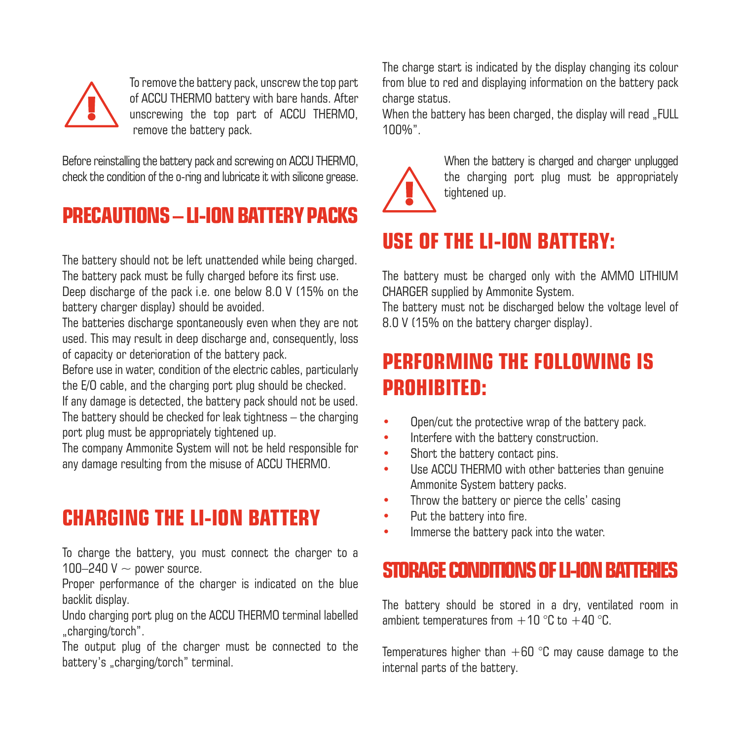To remove the battery pack, unscrew the top part of ACCU THERMO battery with bare hands. After unscrewing the top part of ACCU THERMO, remove the battery pack.

Before reinstalling the battery pack and screwing on ACCU THERMO, check the condition of the o-ring and lubricate it with silicone grease.

## PRECAUTIONS – LI-ION BATTERY PACKS

The battery should not be left unattended while being charged.
The battery pack must be fully charged before its first use.
Deep discharge of the pack i.e. one below 8.0 V (15% on the battery charger display) should be avoided.
The batteries discharge spontaneously even when they are not used. This may result in deep discharge and, consequently, loss of capacity or deterioration of the battery pack.
Before use in water, condition of the electric cables, particularly the E/O cable, and the charging port plug should be checked.
If any damage is detected, the battery pack should not be used.
The battery should be checked for leak tightness – the charging port plug must be appropriately tightened up.
The company Ammonite System will not be held responsible for any damage resulting from the misuse of ACCU THERMO.

## CHARGING THE LI-ION BATTERY

To charge the battery, you must connect the charger to a 100–240 V ~ power source.
Proper performance of the charger is indicated on the blue backlit display.
Undo charging port plug on the ACCU THERMO terminal labelled „charging/torch".
The output plug of the charger must be connected to the battery's „charging/torch" terminal.
The charge start is indicated by the display changing its colour from blue to red and displaying information on the battery pack charge status.
When the battery has been charged, the display will read „FULL 100%".

When the battery is charged and charger unplugged the charging port plug must be appropriately tightened up.

## USE OF THE LI-ION BATTERY:

The battery must be charged only with the AMMO LITHIUM CHARGER supplied by Ammonite System.
The battery must not be discharged below the voltage level of 8.0 V (15% on the battery charger display).

## PERFORMING THE FOLLOWING IS PROHIBITED:

- Open/cut the protective wrap of the battery pack.
- Interfere with the battery construction.
- Short the battery contact pins.
- Use ACCU THERMO with other batteries than genuine Ammonite System battery packs.
- Throw the battery or pierce the cells' casing
- Put the battery into fire.
- Immerse the battery pack into the water.

## STORAGE CONDITIONS OF LI-ION BATTERIES

The battery should be stored in a dry, ventilated room in ambient temperatures from +10 °C to +40 °C.

Temperatures higher than +60 °C may cause damage to the internal parts of the battery.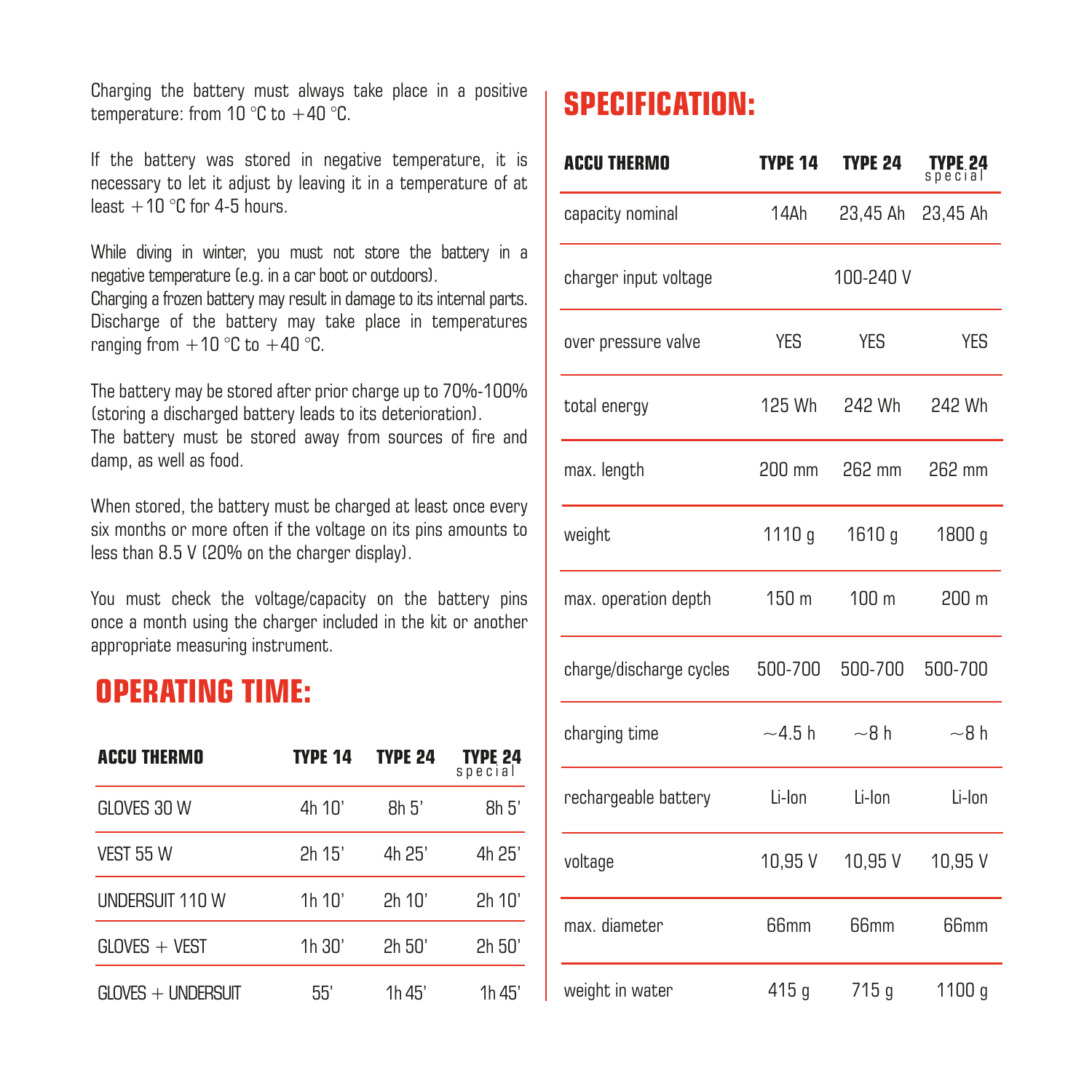Charging the battery must always take place in a positive temperature: from 10 °C to +40 °C.

If the battery was stored in negative temperature, it is necessary to let it adjust by leaving it in a temperature of at least +10 °C for 4-5 hours.

While diving in winter, you must not store the battery in a negative temperature (e.g. in a car boot or outdoors).
Charging a frozen battery may result in damage to its internal parts.
Discharge of the battery may take place in temperatures ranging from +10 °C to +40 °C.

The battery may be stored after prior charge up to 70%-100% (storing a discharged battery leads to its deterioration).
The battery must be stored away from sources of fire and damp, as well as food.

When stored, the battery must be charged at least once every six months or more often if the voltage on its pins amounts to less than 8.5 V (20% on the charger display).

You must check the voltage/capacity on the battery pins once a month using the charger included in the kit or another appropriate measuring instrument.

## OPERATING TIME:

| ACCU THERMO | TYPE 14 | TYPE 24 | TYPE 24 special |
|---|---|---|---|
| GLOVES 30 W | 4h 10' | 8h 5' | 8h 5' |
| VEST 55 W | 2h 15' | 4h 25' | 4h 25' |
| UNDERSUIT 110 W | 1h 10' | 2h 10' | 2h 10' |
| GLOVES + VEST | 1h 30' | 2h 50' | 2h 50' |
| GLOVES + UNDERSUIT | 55' | 1h 45' | 1h 45' |

## SPECIFICATION:

| ACCU THERMO | TYPE 14 | TYPE 24 | TYPE 24 special |
|---|---|---|---|
| capacity nominal | 14Ah | 23,45 Ah | 23,45 Ah |
| charger input voltage | | 100-240 V | |
| over pressure valve | YES | YES | YES |
| total energy | 125 Wh | 242 Wh | 242 Wh |
| max. length | 200 mm | 262 mm | 262 mm |
| weight | 1110 g | 1610 g | 1800 g |
| max. operation depth | 150 m | 100 m | 200 m |
| charge/discharge cycles | 500-700 | 500-700 | 500-700 |
| charging time | ~4.5 h | ~8 h | ~8 h |
| rechargeable battery | Li-Ion | Li-Ion | Li-Ion |
| voltage | 10,95 V | 10,95 V | 10,95 V |
| max. diameter | 66mm | 66mm | 66mm |
| weight in water | 415 g | 715 g | 1100 g |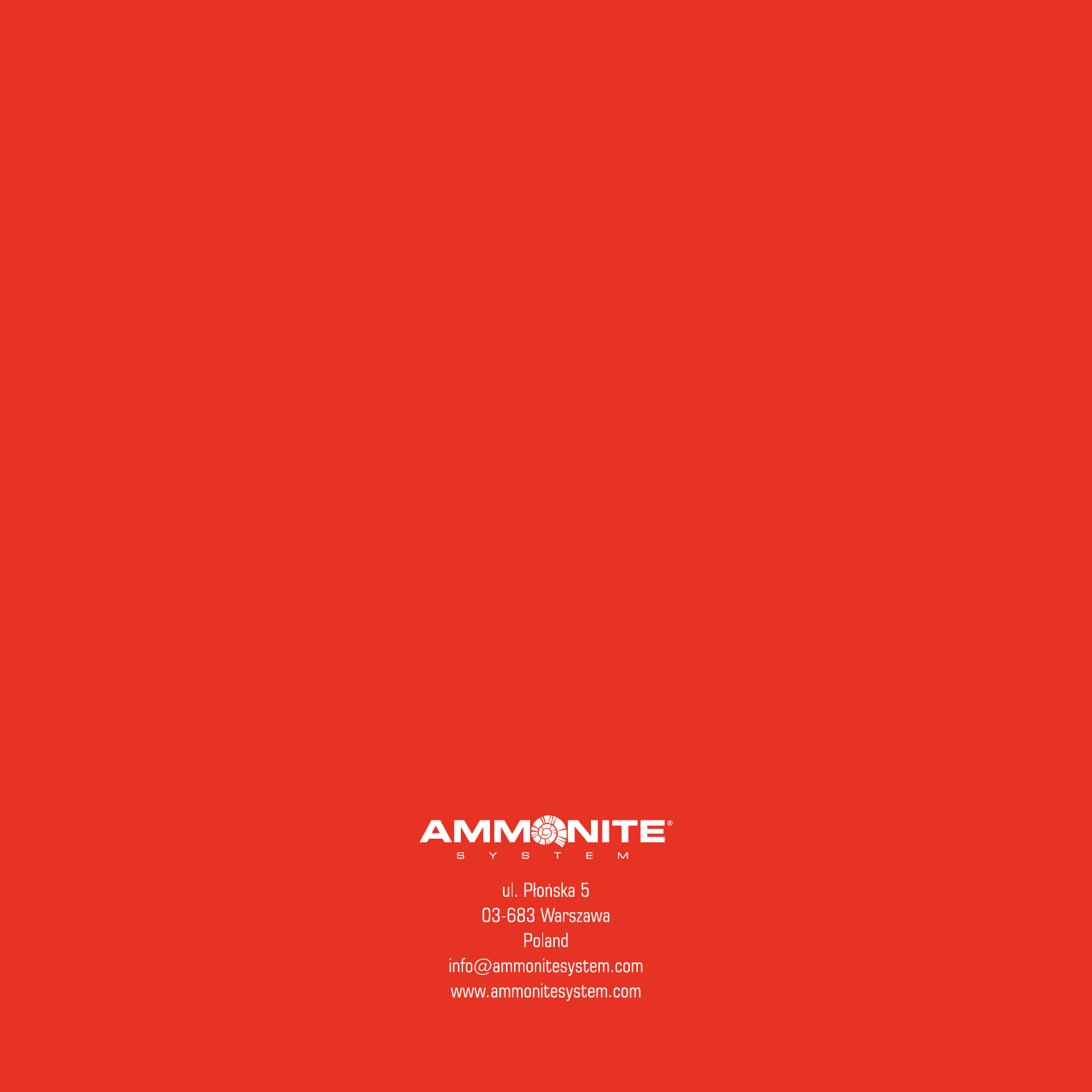AMMONITE®
S Y S T E M

ul. Płońska 5
03-683 Warszawa
Poland
info@ammonitesystem.com
www.ammonitesystem.com